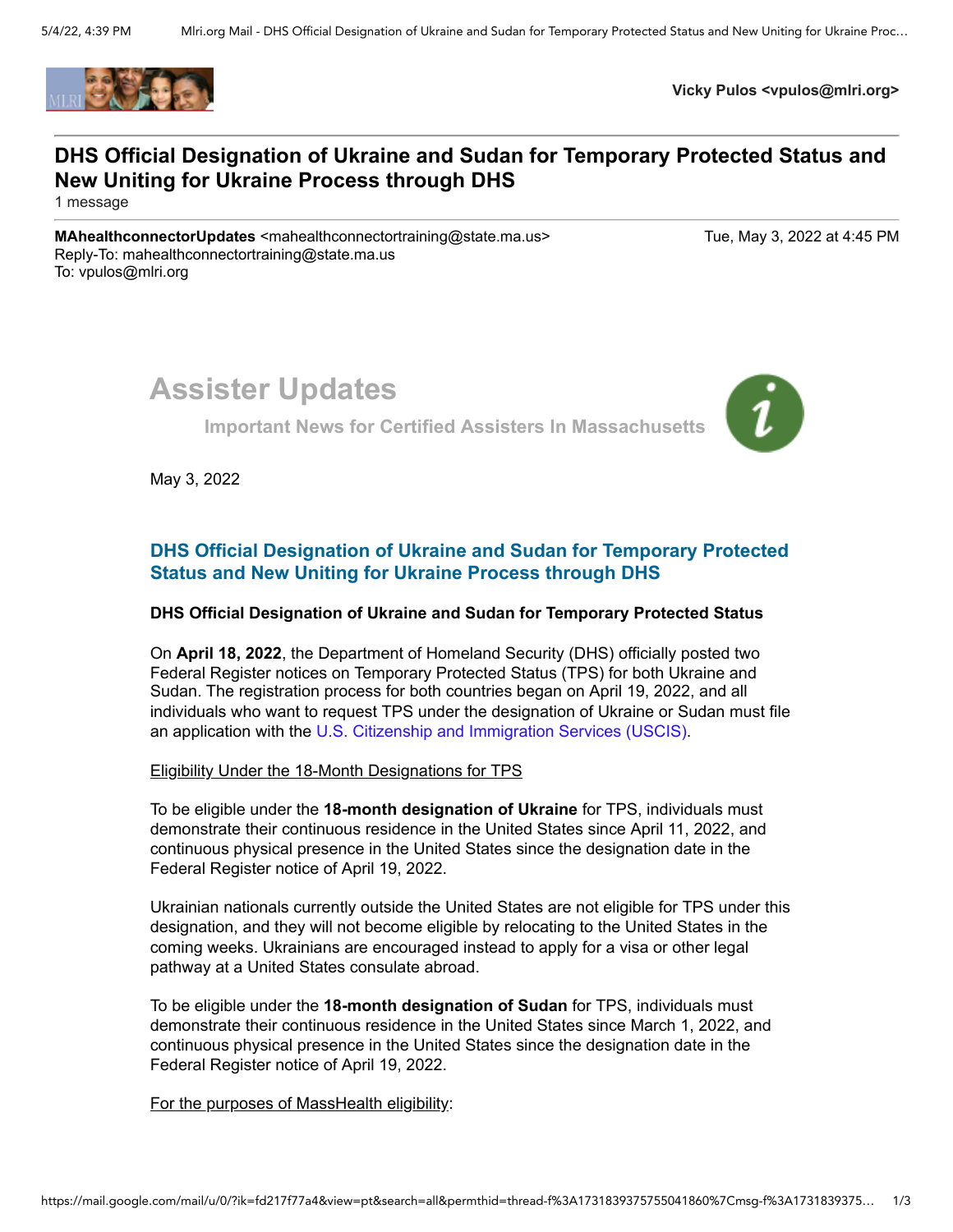**Vicky Pulos <vpulos@mlri.org>**

# DHS Official Designation of Ukraine and Sudan for Temporary Protected Status and New Uniting for Ukraine Process through DHS

1 message

**MAhealthconnectorUpdates** <mahealthconnectortraining@state.ma.us> Tue, May 3, 2022 at 4:45 PM
Reply-To: mahealthconnectortraining@state.ma.us
To: vpulos@mlri.org

## Assister Updates

**Important News for Certified Assisters In Massachusetts**

May 3, 2022

### DHS Official Designation of Ukraine and Sudan for Temporary Protected Status and New Uniting for Ukraine Process through DHS

**DHS Official Designation of Ukraine and Sudan for Temporary Protected Status**

On **April 18, 2022**, the Department of Homeland Security (DHS) officially posted two Federal Register notices on Temporary Protected Status (TPS) for both Ukraine and Sudan. The registration process for both countries began on April 19, 2022, and all individuals who want to request TPS under the designation of Ukraine or Sudan must file an application with the U.S. Citizenship and Immigration Services (USCIS).

Eligibility Under the 18-Month Designations for TPS

To be eligible under the **18-month designation of Ukraine** for TPS, individuals must demonstrate their continuous residence in the United States since April 11, 2022, and continuous physical presence in the United States since the designation date in the Federal Register notice of April 19, 2022.

Ukrainian nationals currently outside the United States are not eligible for TPS under this designation, and they will not become eligible by relocating to the United States in the coming weeks. Ukrainians are encouraged instead to apply for a visa or other legal pathway at a United States consulate abroad.

To be eligible under the **18-month designation of Sudan** for TPS, individuals must demonstrate their continuous residence in the United States since March 1, 2022, and continuous physical presence in the United States since the designation date in the Federal Register notice of April 19, 2022.

For the purposes of MassHealth eligibility: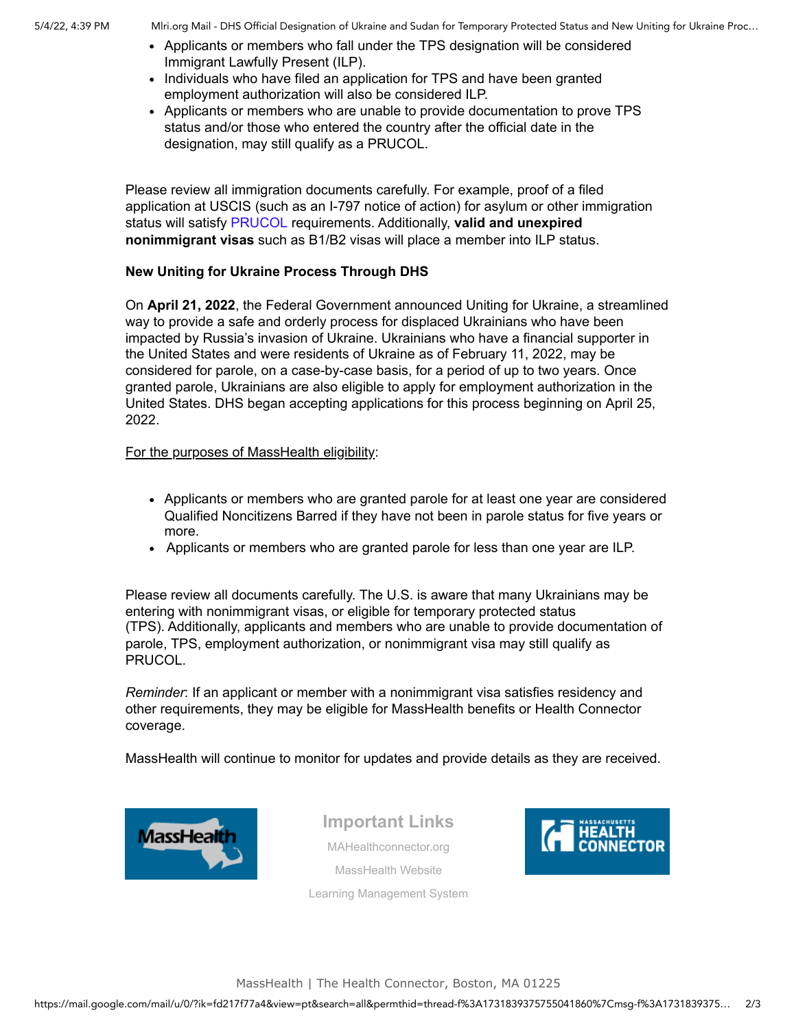- Applicants or members who fall under the TPS designation will be considered Immigrant Lawfully Present (ILP).
- Individuals who have filed an application for TPS and have been granted employment authorization will also be considered ILP.
- Applicants or members who are unable to provide documentation to prove TPS status and/or those who entered the country after the official date in the designation, may still qualify as a PRUCOL.

Please review all immigration documents carefully. For example, proof of a filed application at USCIS (such as an I-797 notice of action) for asylum or other immigration status will satisfy PRUCOL requirements. Additionally, **valid and unexpired nonimmigrant visas** such as B1/B2 visas will place a member into ILP status.

**New Uniting for Ukraine Process Through DHS**

On **April 21, 2022**, the Federal Government announced Uniting for Ukraine, a streamlined way to provide a safe and orderly process for displaced Ukrainians who have been impacted by Russia's invasion of Ukraine. Ukrainians who have a financial supporter in the United States and were residents of Ukraine as of February 11, 2022, may be considered for parole, on a case-by-case basis, for a period of up to two years. Once granted parole, Ukrainians are also eligible to apply for employment authorization in the United States. DHS began accepting applications for this process beginning on April 25, 2022.

For the purposes of MassHealth eligibility:

- Applicants or members who are granted parole for at least one year are considered Qualified Noncitizens Barred if they have not been in parole status for five years or more.
- Applicants or members who are granted parole for less than one year are ILP.

Please review all documents carefully. The U.S. is aware that many Ukrainians may be entering with nonimmigrant visas, or eligible for temporary protected status (TPS). Additionally, applicants and members who are unable to provide documentation of parole, TPS, employment authorization, or nonimmigrant visa may still qualify as PRUCOL.

*Reminder*: If an applicant or member with a nonimmigrant visa satisfies residency and other requirements, they may be eligible for MassHealth benefits or Health Connector coverage.

MassHealth will continue to monitor for updates and provide details as they are received.

**Important Links**

MAHealthconnector.org

MassHealth Website

Learning Management System

MassHealth | The Health Connector, Boston, MA 01225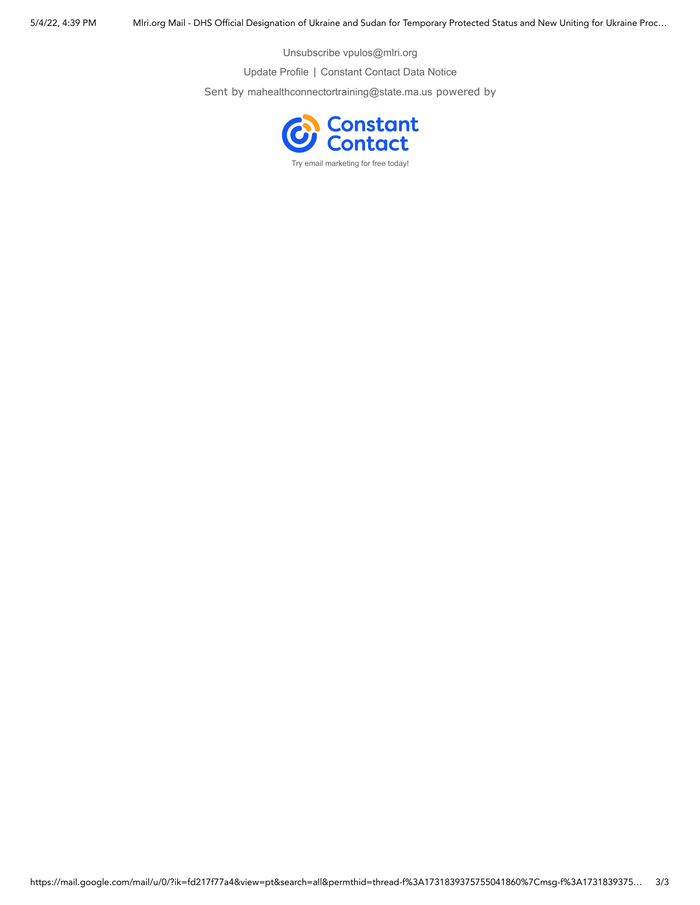Unsubscribe vpulos@mlri.org

Update Profile | Constant Contact Data Notice

Sent by mahealthconnectortraining@state.ma.us powered by

Constant Contact

Try email marketing for free today!